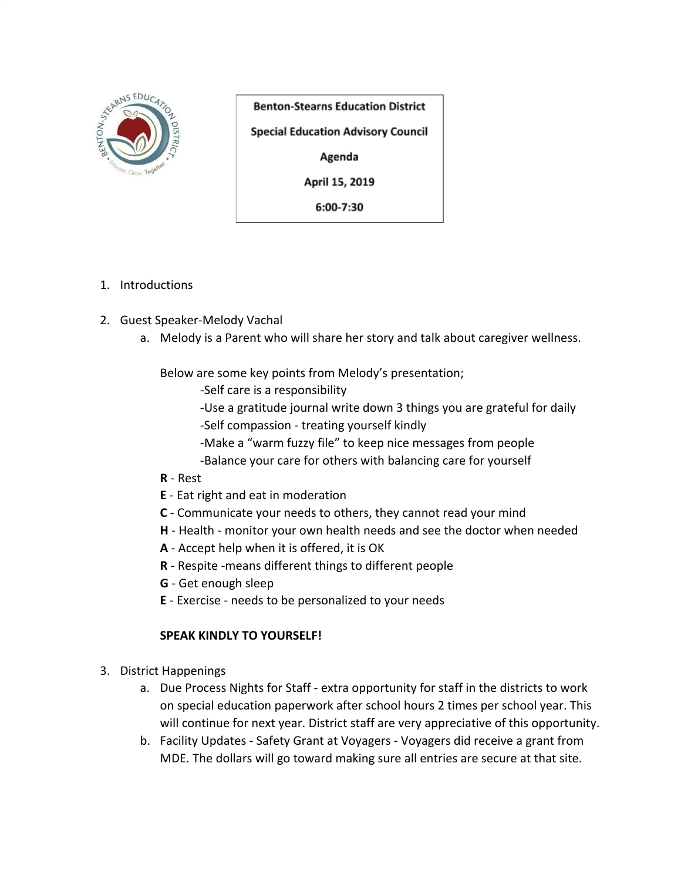**Benton-Stearns Education District**

**Special Education Advisory Council**

**Agenda**

**April 15, 2019**

**6:00-7:30**

1. Introductions

2. Guest Speaker-Melody Vachal
   a. Melody is a Parent who will share her story and talk about caregiver wellness.

      Below are some key points from Melody's presentation;
      - Self care is a responsibility
      - Use a gratitude journal write down 3 things you are grateful for daily
      - Self compassion - treating yourself kindly
      - Make a "warm fuzzy file" to keep nice messages from people
      - Balance your care for others with balancing care for yourself

      **R** - Rest
      **E** - Eat right and eat in moderation
      **C** - Communicate your needs to others, they cannot read your mind
      **H** - Health - monitor your own health needs and see the doctor when needed
      **A** - Accept help when it is offered, it is OK
      **R** - Respite -means different things to different people
      **G** - Get enough sleep
      **E** - Exercise - needs to be personalized to your needs

      **SPEAK KINDLY TO YOURSELF!**

3. District Happenings
   a. Due Process Nights for Staff - extra opportunity for staff in the districts to work on special education paperwork after school hours 2 times per school year. This will continue for next year. District staff are very appreciative of this opportunity.
   b. Facility Updates - Safety Grant at Voyagers - Voyagers did receive a grant from MDE. The dollars will go toward making sure all entries are secure at that site.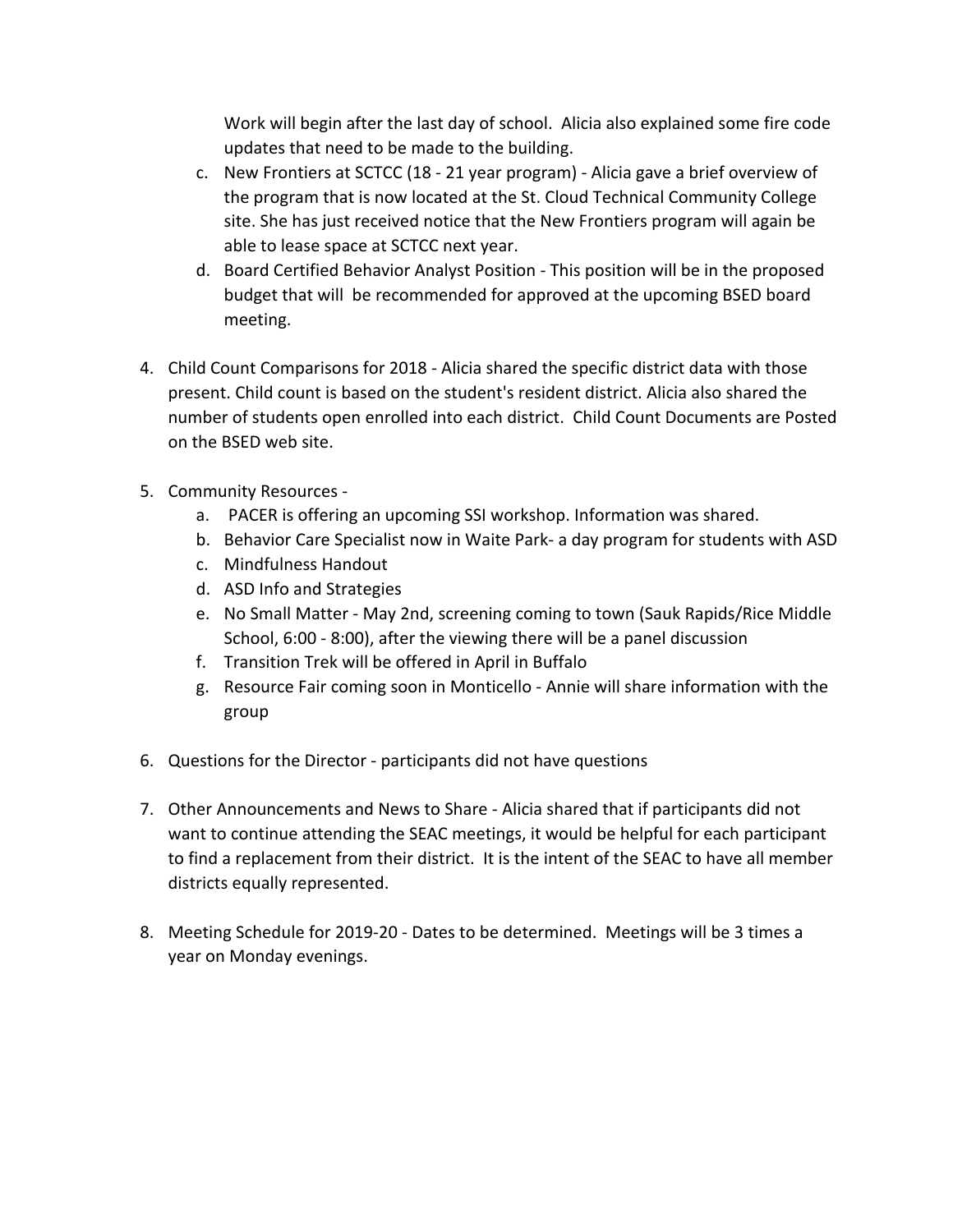Work will begin after the last day of school. Alicia also explained some fire code updates that need to be made to the building.

   c. New Frontiers at SCTCC (18 - 21 year program) - Alicia gave a brief overview of the program that is now located at the St. Cloud Technical Community College site. She has just received notice that the New Frontiers program will again be able to lease space at SCTCC next year.
   d. Board Certified Behavior Analyst Position - This position will be in the proposed budget that will be recommended for approved at the upcoming BSED board meeting.

4. Child Count Comparisons for 2018 - Alicia shared the specific district data with those present. Child count is based on the student's resident district. Alicia also shared the number of students open enrolled into each district. Child Count Documents are Posted on the BSED web site.

5. Community Resources -
   a. PACER is offering an upcoming SSI workshop. Information was shared.
   b. Behavior Care Specialist now in Waite Park- a day program for students with ASD
   c. Mindfulness Handout
   d. ASD Info and Strategies
   e. No Small Matter - May 2nd, screening coming to town (Sauk Rapids/Rice Middle School, 6:00 - 8:00), after the viewing there will be a panel discussion
   f. Transition Trek will be offered in April in Buffalo
   g. Resource Fair coming soon in Monticello - Annie will share information with the group

6. Questions for the Director - participants did not have questions

7. Other Announcements and News to Share - Alicia shared that if participants did not want to continue attending the SEAC meetings, it would be helpful for each participant to find a replacement from their district. It is the intent of the SEAC to have all member districts equally represented.

8. Meeting Schedule for 2019-20 - Dates to be determined. Meetings will be 3 times a year on Monday evenings.